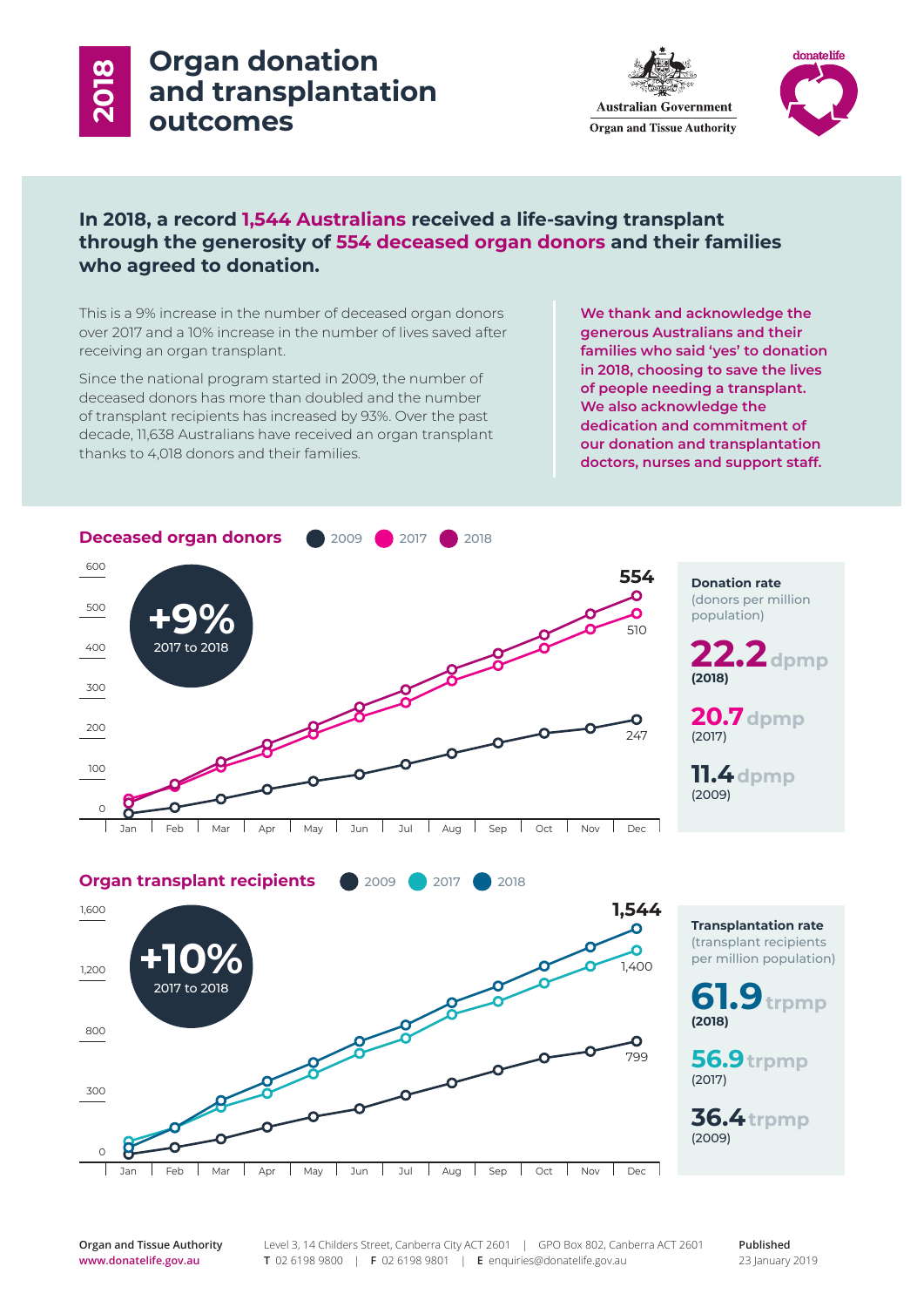# 2018 Organ donation and transplantation outcomes

Australian Government
Organ and Tissue Authority

donatelife

**In 2018, a record 1,544 Australians received a life-saving transplant through the generosity of 554 deceased organ donors and their families who agreed to donation.**

This is a 9% increase in the number of deceased organ donors over 2017 and a 10% increase in the number of lives saved after receiving an organ transplant.

Since the national program started in 2009, the number of deceased donors has more than doubled and the number of transplant recipients has increased by 93%. Over the past decade, 11,638 Australians have received an organ transplant thanks to 4,018 donors and their families.

**We thank and acknowledge the generous Australians and their families who said 'yes' to donation in 2018, choosing to save the lives of people needing a transplant. We also acknowledge the dedication and commitment of our donation and transplantation doctors, nurses and support staff.**

## Deceased organ donors

2009 | 2017 | 2018

**+9%** 2017 to 2018

Year-end totals (December): 2018: 554; 2017: 510; 2009: 247

**Donation rate** (donors per million population)

- **22.2** dpmp (2018)
- **20.7** dpmp (2017)
- **11.4** dpmp (2009)

## Organ transplant recipients

2009 | 2017 | 2018

**+10%** 2017 to 2018

Year-end totals (December): 2018: 1,544; 2017: 1,400; 2009: 799

**Transplantation rate** (transplant recipients per million population)

- **61.9** trpmp (2018)
- **56.9** trpmp (2017)
- **36.4** trpmp (2009)

**Organ and Tissue Authority**
www.donatelife.gov.au

Level 3, 14 Childers Street, Canberra City ACT 2601 | GPO Box 802, Canberra ACT 2601
T 02 6198 9800 | F 02 6198 9801 | E enquiries@donatelife.gov.au

**Published**
23 January 2019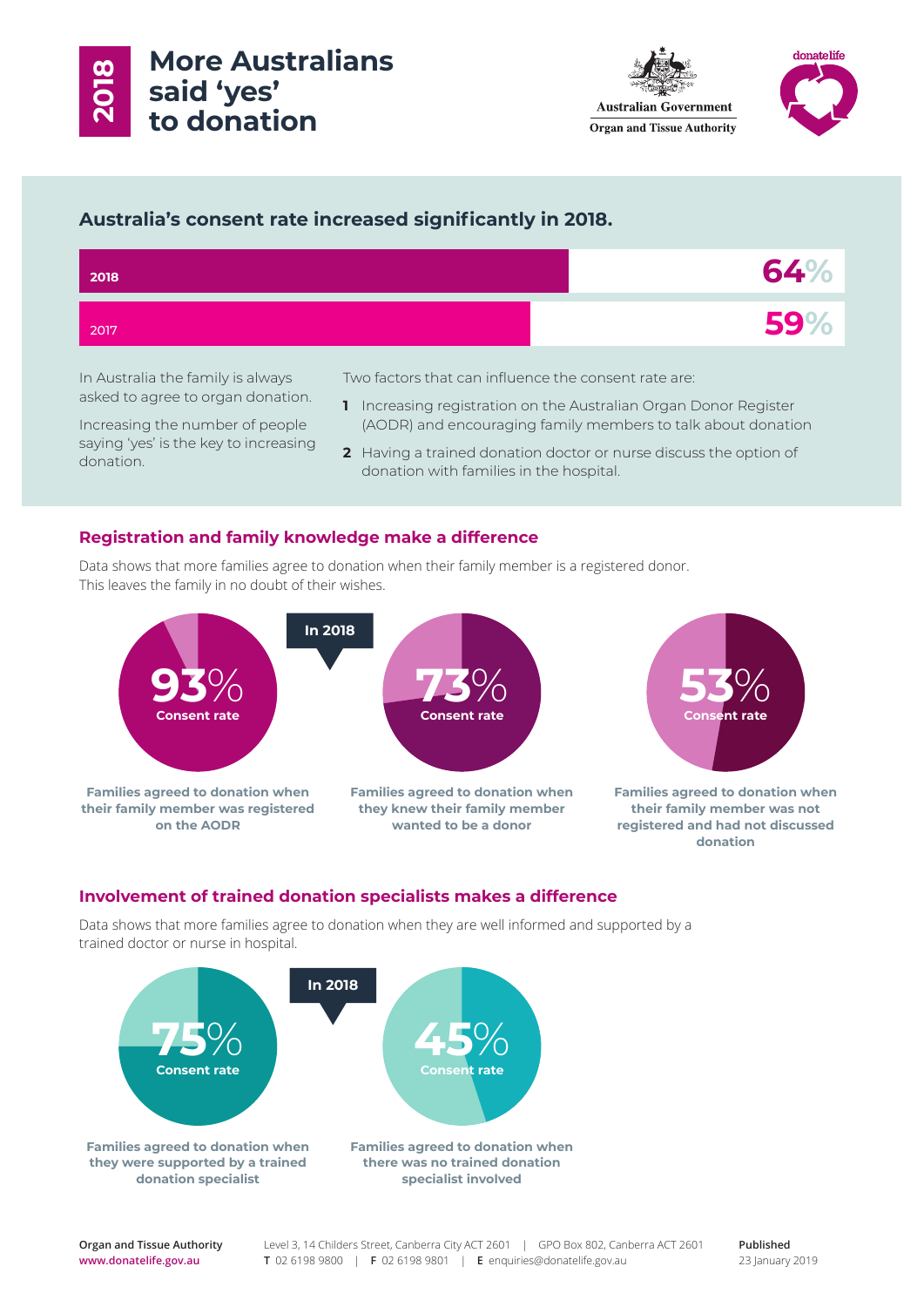# 2018 More Australians said 'yes' to donation

Australian Government
Organ and Tissue Authority

donatelife

## Australia's consent rate increased significantly in 2018.

2018
64%

2017
59%

In Australia the family is always asked to agree to organ donation.

Increasing the number of people saying 'yes' is the key to increasing donation.

Two factors that can influence the consent rate are:

1. Increasing registration on the Australian Organ Donor Register (AODR) and encouraging family members to talk about donation
2. Having a trained donation doctor or nurse discuss the option of donation with families in the hospital.

## Registration and family knowledge make a difference

Data shows that more families agree to donation when their family member is a registered donor. This leaves the family in no doubt of their wishes.

In 2018

93%
Consent rate

**Families agreed to donation when their family member was registered on the AODR**

73%
Consent rate

**Families agreed to donation when they knew their family member wanted to be a donor**

53%
Consent rate

**Families agreed to donation when their family member was not registered and had not discussed donation**

## Involvement of trained donation specialists makes a difference

Data shows that more families agree to donation when they are well informed and supported by a trained doctor or nurse in hospital.

In 2018

75%
Consent rate

**Families agreed to donation when they were supported by a trained donation specialist**

45%
Consent rate

**Families agreed to donation when there was no trained donation specialist involved**

**Organ and Tissue Authority**
www.donatelife.gov.au

Level 3, 14 Childers Street, Canberra City ACT 2601 | GPO Box 802, Canberra ACT 2601
**T** 02 6198 9800 | **F** 02 6198 9801 | **E** enquiries@donatelife.gov.au

**Published**
23 January 2019